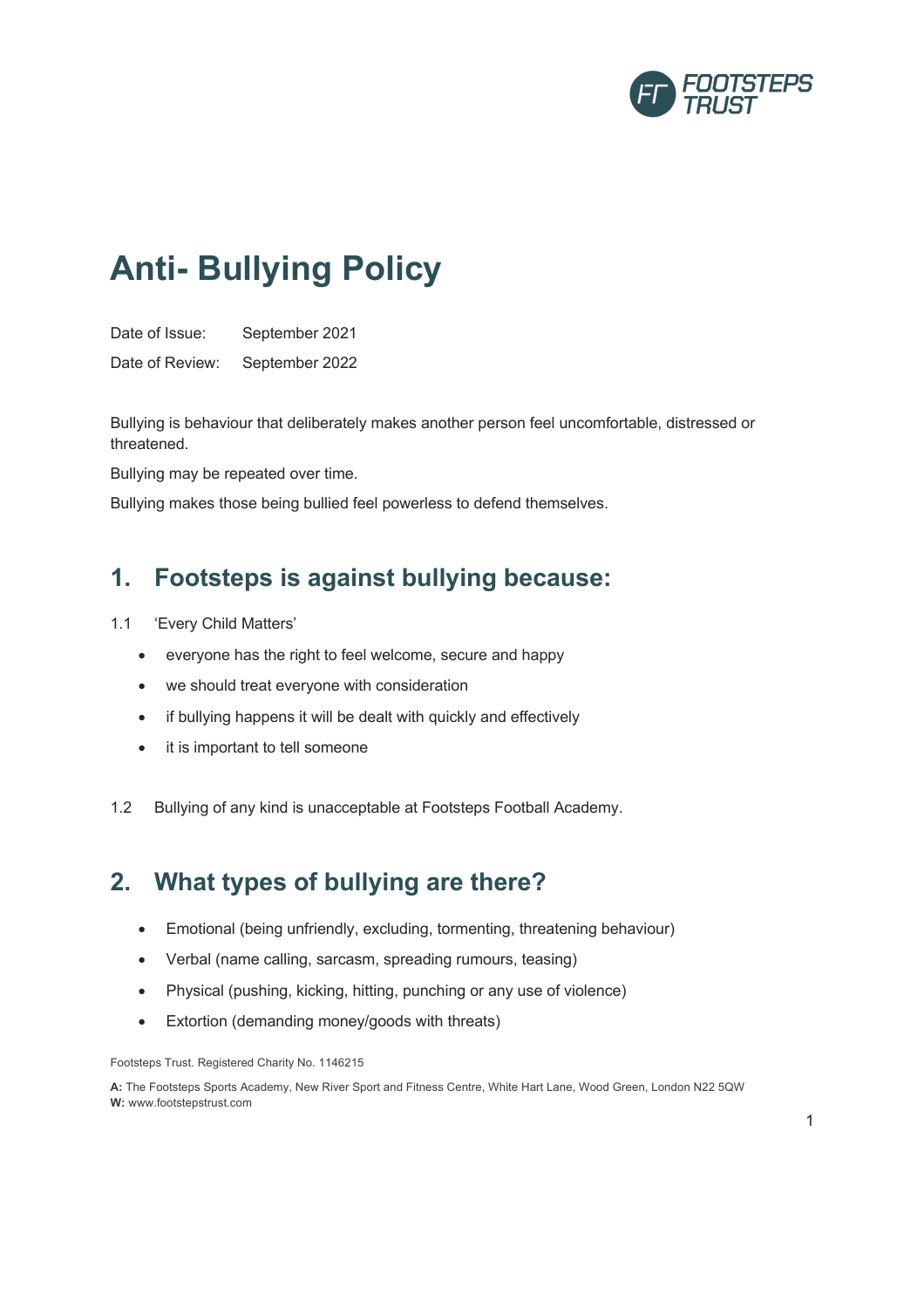# Anti- Bullying Policy

Date of Issue: September 2021

Date of Review: September 2022

Bullying is behaviour that deliberately makes another person feel uncomfortable, distressed or threatened.

Bullying may be repeated over time.

Bullying makes those being bullied feel powerless to defend themselves.

## 1. Footsteps is against bullying because:

1.1 'Every Child Matters'

- everyone has the right to feel welcome, secure and happy
- we should treat everyone with consideration
- if bullying happens it will be dealt with quickly and effectively
- it is important to tell someone

1.2 Bullying of any kind is unacceptable at Footsteps Football Academy.

## 2. What types of bullying are there?

- Emotional (being unfriendly, excluding, tormenting, threatening behaviour)
- Verbal (name calling, sarcasm, spreading rumours, teasing)
- Physical (pushing, kicking, hitting, punching or any use of violence)
- Extortion (demanding money/goods with threats)

Footsteps Trust. Registered Charity No. 1146215

**A:** The Footsteps Sports Academy, New River Sport and Fitness Centre, White Hart Lane, Wood Green, London N22 5QW
**W:** www.footstepstrust.com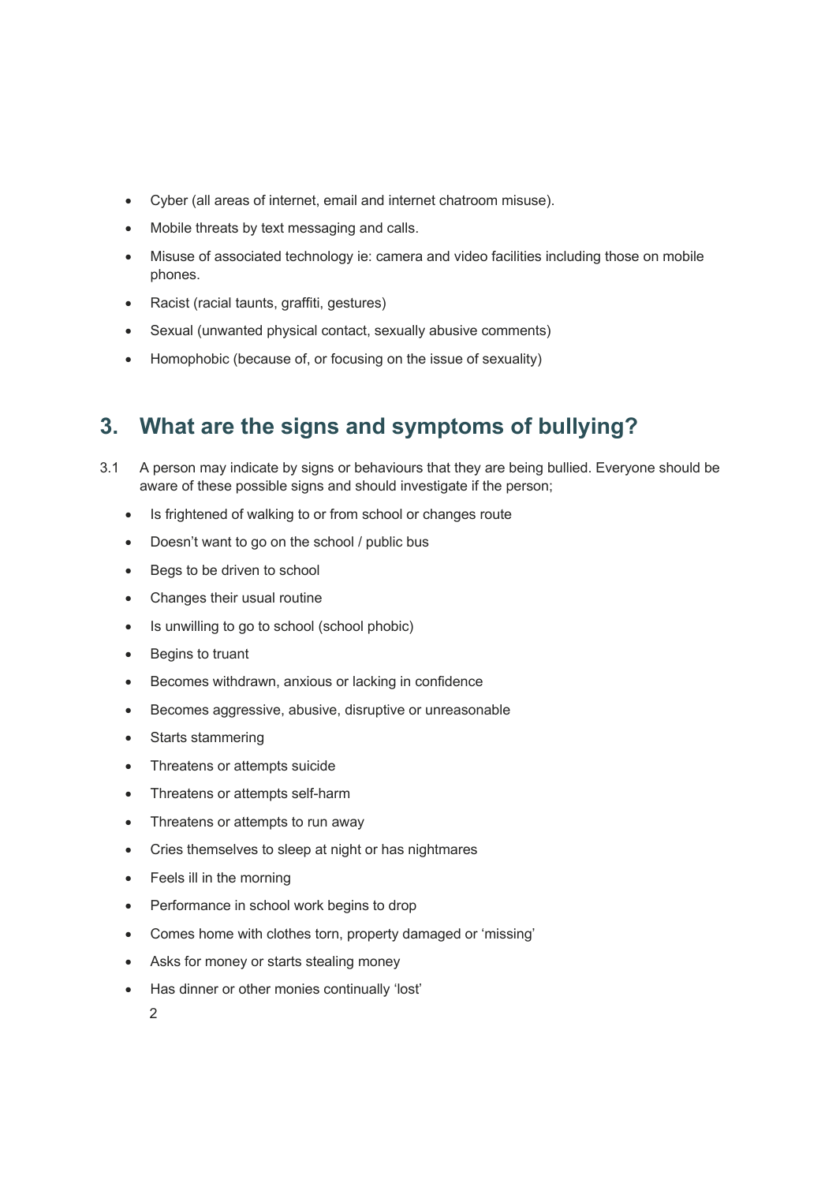- Cyber (all areas of internet, email and internet chatroom misuse).
- Mobile threats by text messaging and calls.
- Misuse of associated technology ie: camera and video facilities including those on mobile phones.
- Racist (racial taunts, graffiti, gestures)
- Sexual (unwanted physical contact, sexually abusive comments)
- Homophobic (because of, or focusing on the issue of sexuality)

## 3. What are the signs and symptoms of bullying?

3.1 A person may indicate by signs or behaviours that they are being bullied. Everyone should be aware of these possible signs and should investigate if the person;

- Is frightened of walking to or from school or changes route
- Doesn't want to go on the school / public bus
- Begs to be driven to school
- Changes their usual routine
- Is unwilling to go to school (school phobic)
- Begins to truant
- Becomes withdrawn, anxious or lacking in confidence
- Becomes aggressive, abusive, disruptive or unreasonable
- Starts stammering
- Threatens or attempts suicide
- Threatens or attempts self-harm
- Threatens or attempts to run away
- Cries themselves to sleep at night or has nightmares
- Feels ill in the morning
- Performance in school work begins to drop
- Comes home with clothes torn, property damaged or 'missing'
- Asks for money or starts stealing money
- Has dinner or other monies continually 'lost'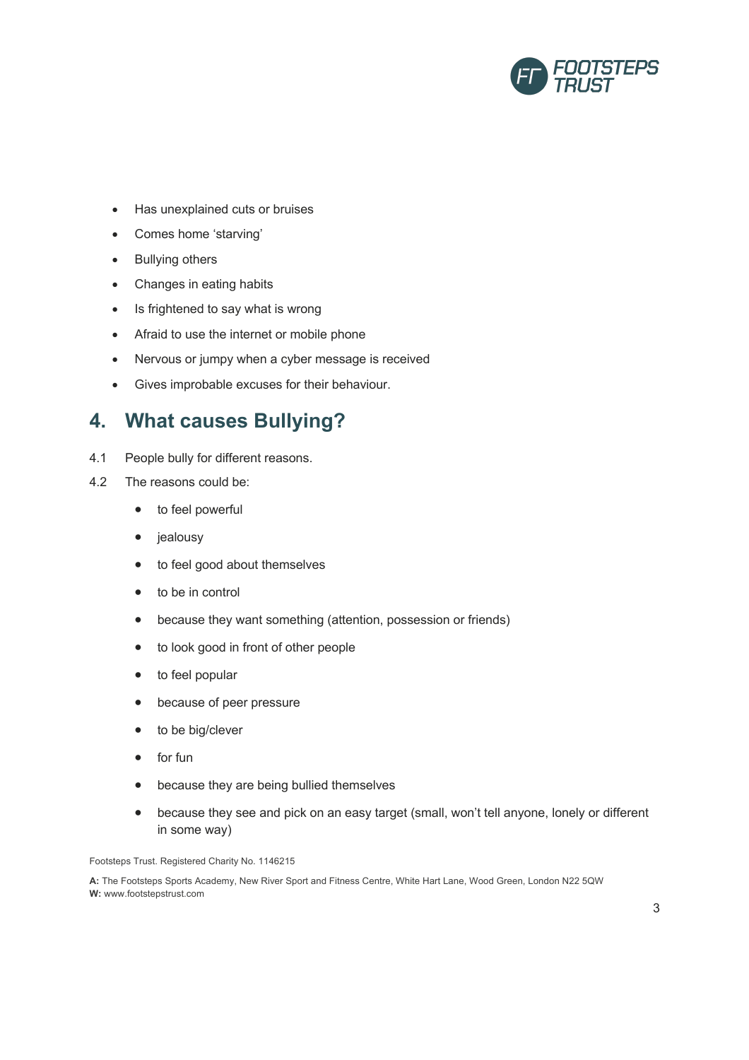- Has unexplained cuts or bruises
- Comes home 'starving'
- Bullying others
- Changes in eating habits
- Is frightened to say what is wrong
- Afraid to use the internet or mobile phone
- Nervous or jumpy when a cyber message is received
- Gives improbable excuses for their behaviour.

## 4. What causes Bullying?

4.1 People bully for different reasons.

4.2 The reasons could be:

- to feel powerful
- jealousy
- to feel good about themselves
- to be in control
- because they want something (attention, possession or friends)
- to look good in front of other people
- to feel popular
- because of peer pressure
- to be big/clever
- for fun
- because they are being bullied themselves
- because they see and pick on an easy target (small, won't tell anyone, lonely or different in some way)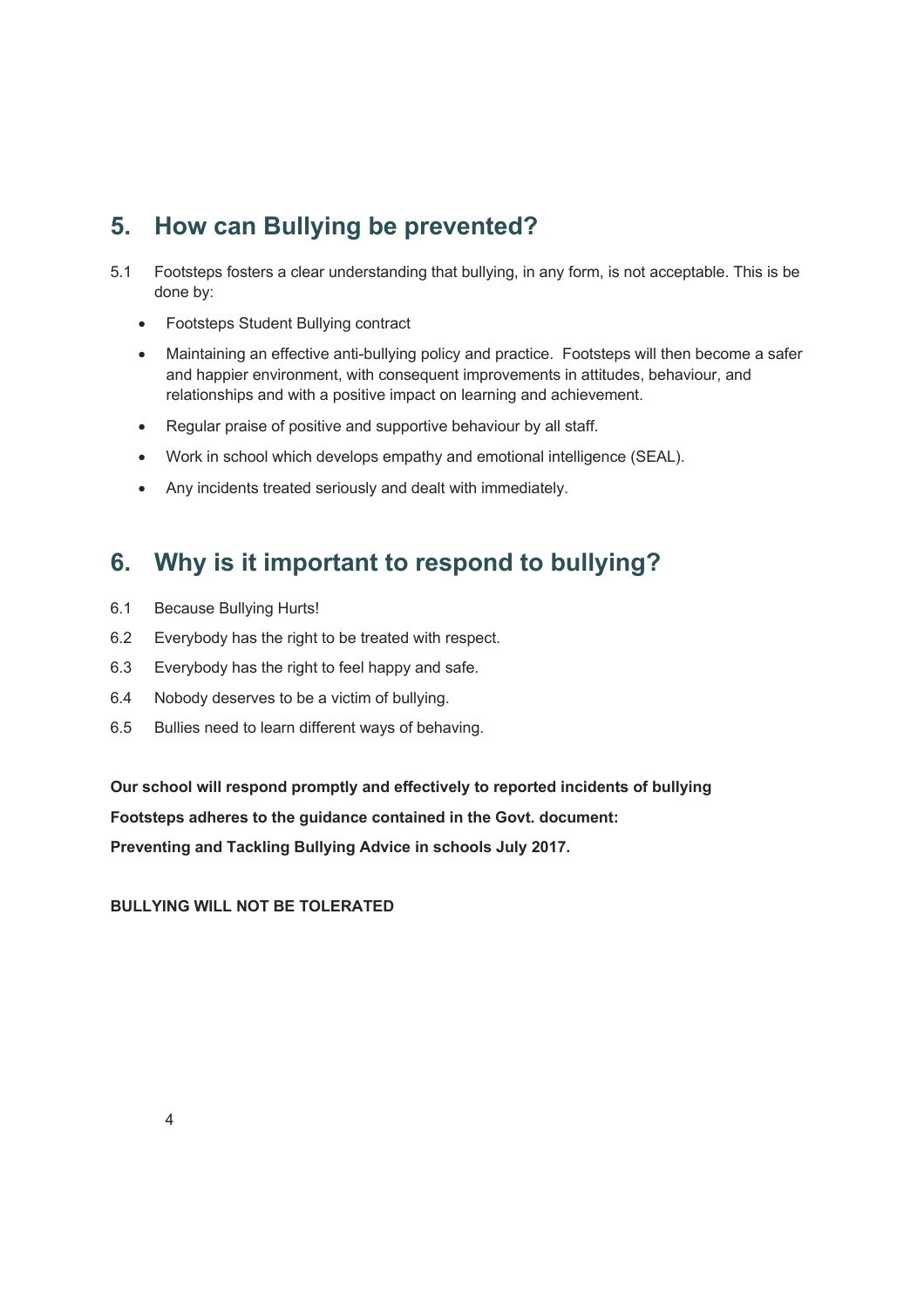## 5. How can Bullying be prevented?

5.1 Footsteps fosters a clear understanding that bullying, in any form, is not acceptable. This is be done by:

- Footsteps Student Bullying contract
- Maintaining an effective anti-bullying policy and practice. Footsteps will then become a safer and happier environment, with consequent improvements in attitudes, behaviour, and relationships and with a positive impact on learning and achievement.
- Regular praise of positive and supportive behaviour by all staff.
- Work in school which develops empathy and emotional intelligence (SEAL).
- Any incidents treated seriously and dealt with immediately.

## 6. Why is it important to respond to bullying?

6.1 Because Bullying Hurts!

6.2 Everybody has the right to be treated with respect.

6.3 Everybody has the right to feel happy and safe.

6.4 Nobody deserves to be a victim of bullying.

6.5 Bullies need to learn different ways of behaving.

**Our school will respond promptly and effectively to reported incidents of bullying**

**Footsteps adheres to the guidance contained in the Govt. document:**

**Preventing and Tackling Bullying Advice in schools July 2017.**

**BULLYING WILL NOT BE TOLERATED**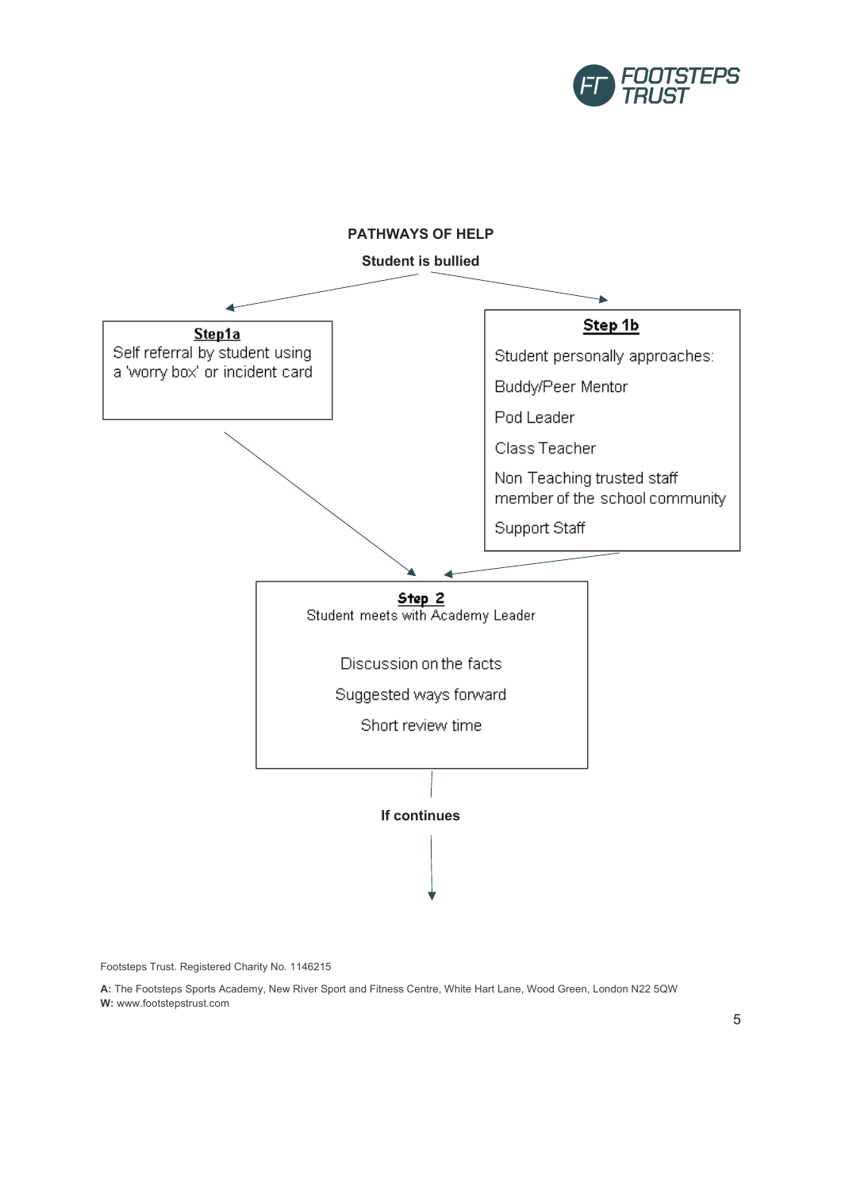## PATHWAYS OF HELP

**Student is bullied**

**Step1a**
Self referral by student using a 'worry box' or incident card

**Step 1b**
Student personally approaches:

Buddy/Peer Mentor

Pod Leader

Class Teacher

Non Teaching trusted staff member of the school community

Support Staff

**Step 2**
Student meets with Academy Leader

Discussion on the facts

Suggested ways forward

Short review time

**If continues**

Footsteps Trust. Registered Charity No. 1146215

**A:** The Footsteps Sports Academy, New River Sport and Fitness Centre, White Hart Lane, Wood Green, London N22 5QW
**W:** www.footstepstrust.com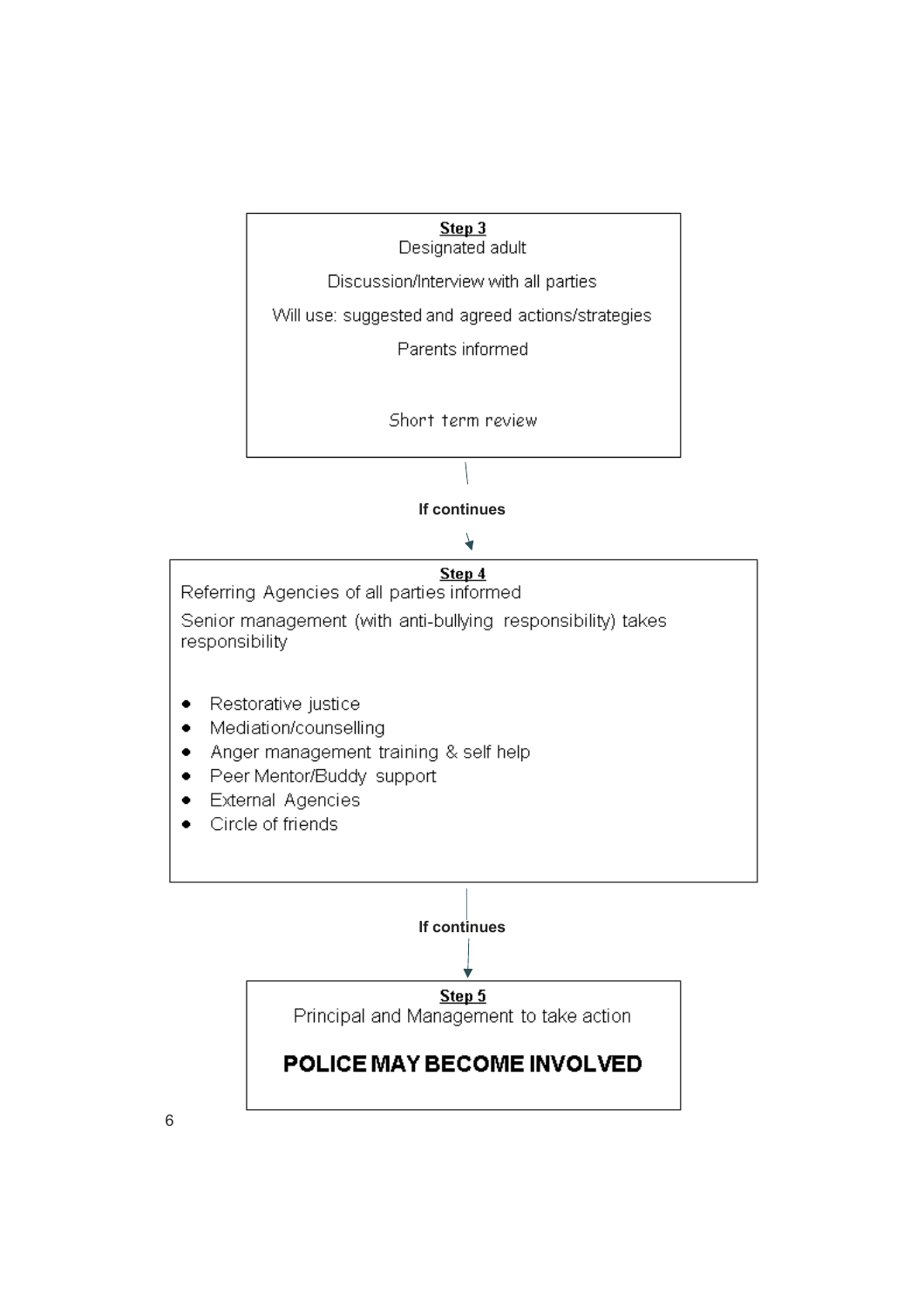**Step 3**

Designated adult

Discussion/Interview with all parties

Will use: suggested and agreed actions/strategies

Parents informed

Short term review

If continues

**Step 4**

Referring Agencies of all parties informed

Senior management (with anti-bullying responsibility) takes responsibility

- Restorative justice
- Mediation/counselling
- Anger management training & self help
- Peer Mentor/Buddy support
- External Agencies
- Circle of friends

If continues

**Step 5**

Principal and Management to take action

**POLICE MAY BECOME INVOLVED**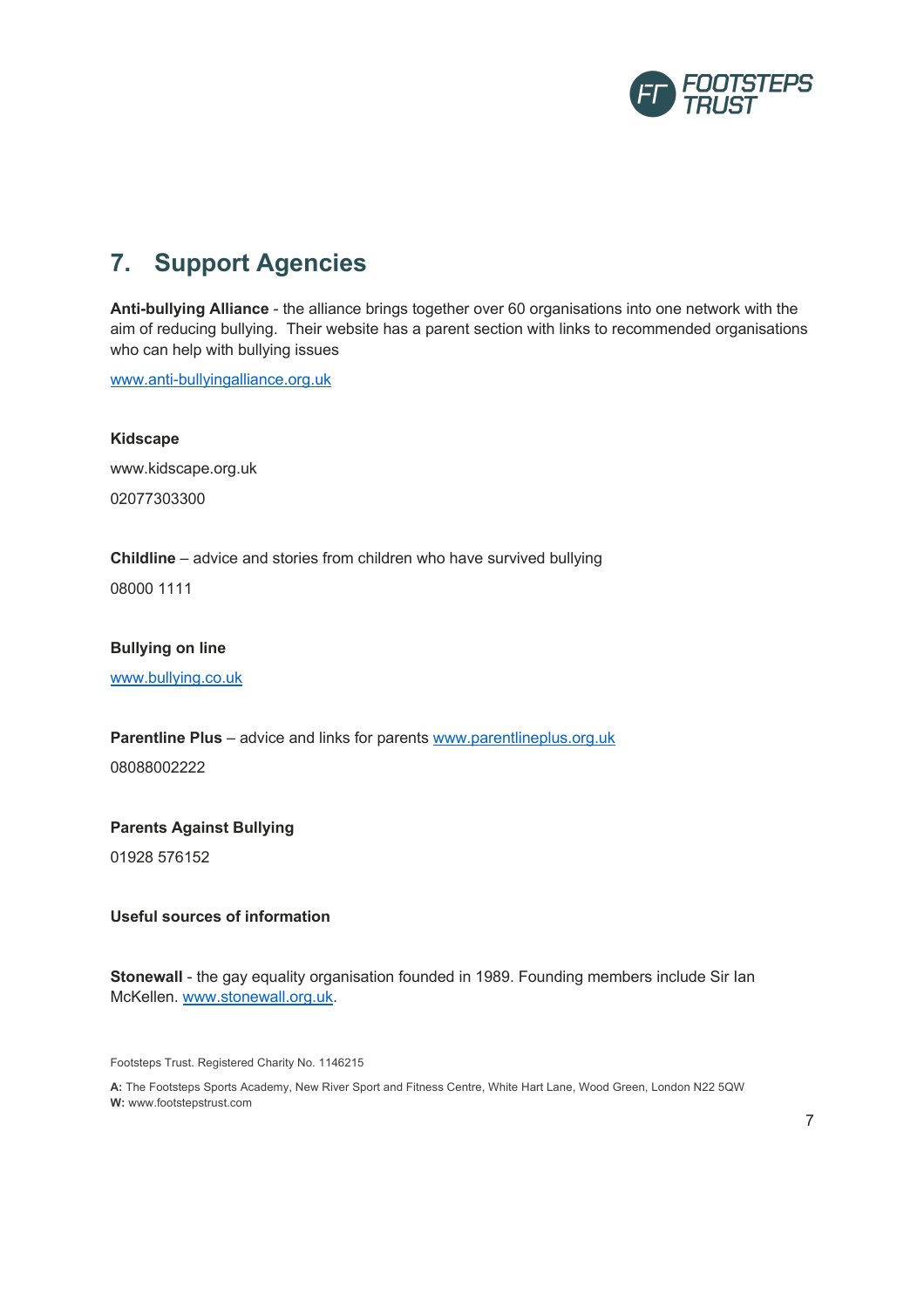## 7. Support Agencies

**Anti-bullying Alliance** - the alliance brings together over 60 organisations into one network with the aim of reducing bullying. Their website has a parent section with links to recommended organisations who can help with bullying issues

www.anti-bullyingalliance.org.uk

**Kidscape**

www.kidscape.org.uk

02077303300

**Childline** – advice and stories from children who have survived bullying

08000 1111

**Bullying on line**

www.bullying.co.uk

**Parentline Plus** – advice and links for parents www.parentlineplus.org.uk

08088002222

**Parents Against Bullying**

01928 576152

**Useful sources of information**

**Stonewall** - the gay equality organisation founded in 1989. Founding members include Sir Ian McKellen. www.stonewall.org.uk.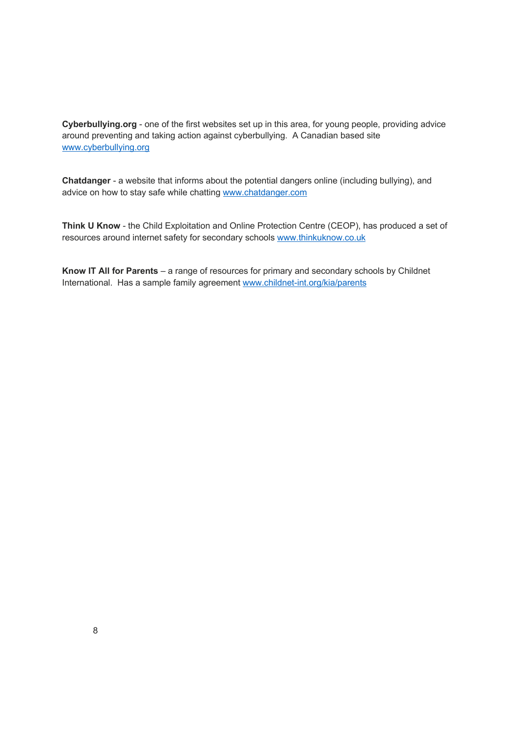**Cyberbullying.org** - one of the first websites set up in this area, for young people, providing advice around preventing and taking action against cyberbullying.  A Canadian based site www.cyberbullying.org

**Chatdanger** - a website that informs about the potential dangers online (including bullying), and advice on how to stay safe while chatting www.chatdanger.com

**Think U Know** - the Child Exploitation and Online Protection Centre (CEOP), has produced a set of resources around internet safety for secondary schools www.thinkuknow.co.uk

**Know IT All for Parents** – a range of resources for primary and secondary schools by Childnet International.  Has a sample family agreement www.childnet-int.org/kia/parents